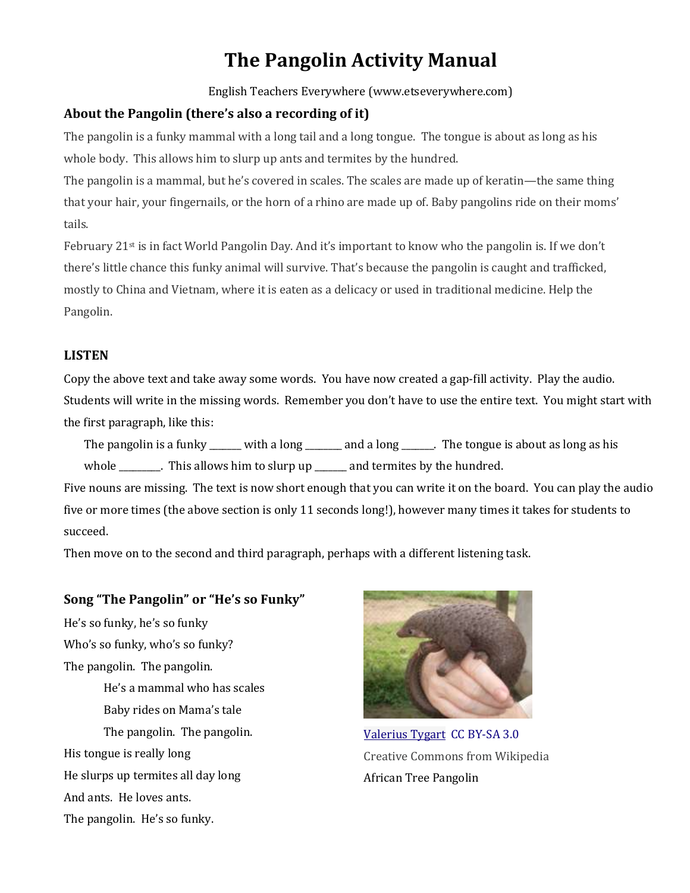# The Pangolin Activity Manual

English Teachers Everywhere (www.etseverywhere.com)

### About the Pangolin (there's also a recording of it)

The pangolin is a funky mammal with a long tail and a long tongue. The tongue is about as long as his whole body. This allows him to slurp up ants and termites by the hundred.

The pangolin is a mammal, but he's covered in scales. The scales are made up of keratin—the same thing that your hair, your fingernails, or the horn of a rhino are made up of. Baby pangolins ride on their moms' tails.

February 21st is in fact World Pangolin Day. And it's important to know who the pangolin is. If we don't there's little chance this funky animal will survive. That's because the pangolin is caught and trafficked, mostly to China and Vietnam, where it is eaten as a delicacy or used in traditional medicine. Help the Pangolin.

### LISTEN

Copy the above text and take away some words. You have now created a gap-fill activity. Play the audio. Students will write in the missing words. Remember you don't have to use the entire text. You might start with the first paragraph, like this:

> The pangolin is a funky _______ with a long ________ and a long _______. The tongue is about as long as his whole _________. This allows him to slurp up _______ and termites by the hundred.

Five nouns are missing. The text is now short enough that you can write it on the board. You can play the audio five or more times (the above section is only 11 seconds long!), however many times it takes for students to succeed.

Then move on to the second and third paragraph, perhaps with a different listening task.

### Song "The Pangolin" or "He's so Funky"

He's so funky, he's so funky
Who's so funky, who's so funky?
The pangolin. The pangolin.

> He's a mammal who has scales
> Baby rides on Mama's tale
> The pangolin. The pangolin.

His tongue is really long
He slurps up termites all day long
And ants. He loves ants.
The pangolin. He's so funky.

Valerius Tygart CC BY-SA 3.0
Creative Commons from Wikipedia
African Tree Pangolin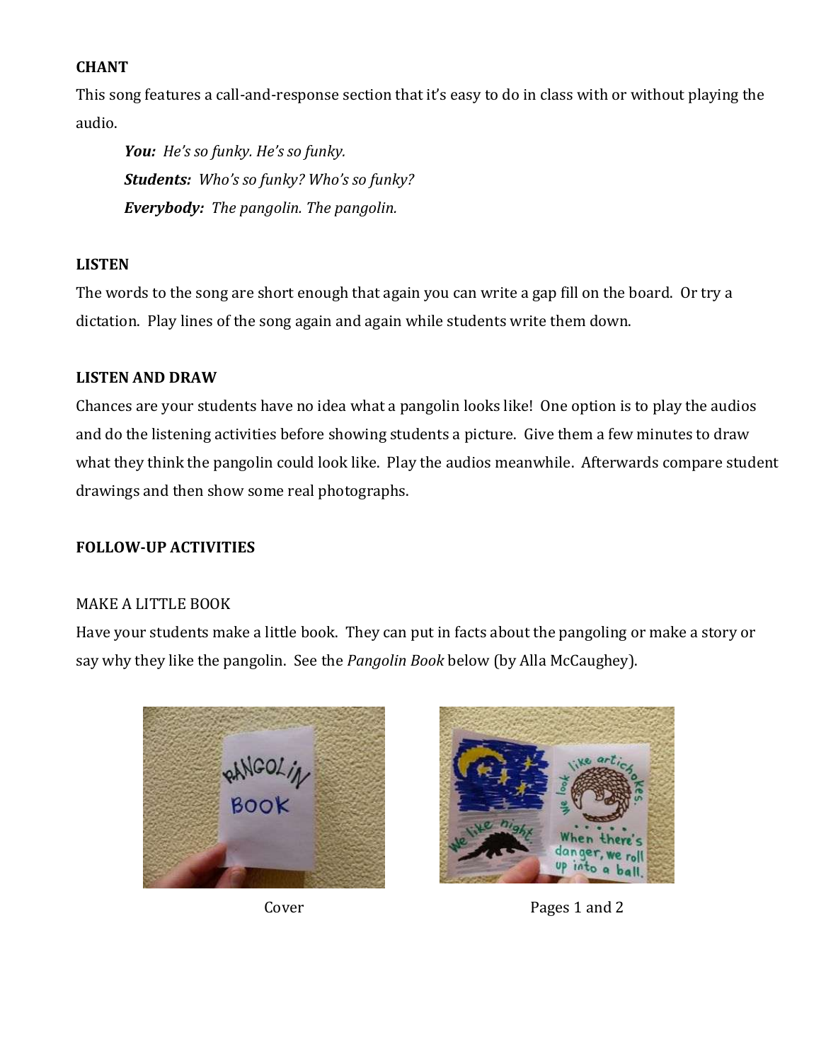### CHANT

This song features a call-and-response section that it's easy to do in class with or without playing the audio.

> ***You:*** *He's so funky. He's so funky.*
>
> ***Students:*** *Who's so funky? Who's so funky?*
>
> ***Everybody:*** *The pangolin. The pangolin.*

### LISTEN

The words to the song are short enough that again you can write a gap fill on the board. Or try a dictation. Play lines of the song again and again while students write them down.

### LISTEN AND DRAW

Chances are your students have no idea what a pangolin looks like! One option is to play the audios and do the listening activities before showing students a picture. Give them a few minutes to draw what they think the pangolin could look like. Play the audios meanwhile. Afterwards compare student drawings and then show some real photographs.

### FOLLOW-UP ACTIVITIES

#### MAKE A LITTLE BOOK

Have your students make a little book. They can put in facts about the pangoling or make a story or say why they like the pangolin. See the *Pangolin Book* below (by Alla McCaughey).

Cover

Pages 1 and 2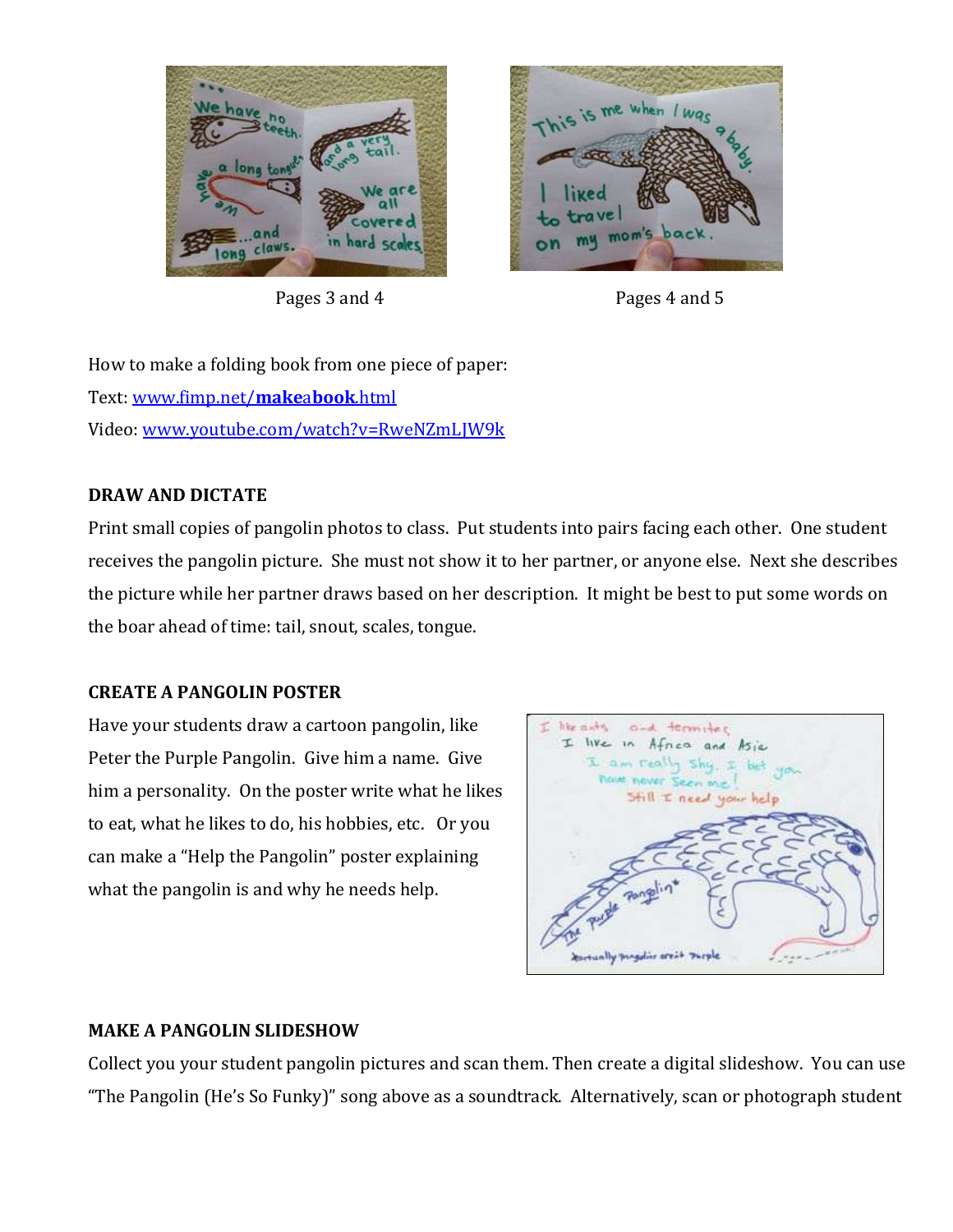Pages 3 and 4

Pages 4 and 5

How to make a folding book from one piece of paper:

Text: [www.fimp.net/**make**a**book**.html](http://www.fimp.net/makeabook.html)

Video: [www.youtube.com/watch?v=RweNZmLJW9k](http://www.youtube.com/watch?v=RweNZmLJW9k)

**DRAW AND DICTATE**

Print small copies of pangolin photos to class. Put students into pairs facing each other. One student receives the pangolin picture. She must not show it to her partner, or anyone else. Next she describes the picture while her partner draws based on her description. It might be best to put some words on the boar ahead of time: tail, snout, scales, tongue.

**CREATE A PANGOLIN POSTER**

Have your students draw a cartoon pangolin, like Peter the Purple Pangolin. Give him a name. Give him a personality. On the poster write what he likes to eat, what he likes to do, his hobbies, etc. Or you can make a "Help the Pangolin" poster explaining what the pangolin is and why he needs help.

**MAKE A PANGOLIN SLIDESHOW**

Collect you your student pangolin pictures and scan them. Then create a digital slideshow. You can use "The Pangolin (He's So Funky)" song above as a soundtrack. Alternatively, scan or photograph student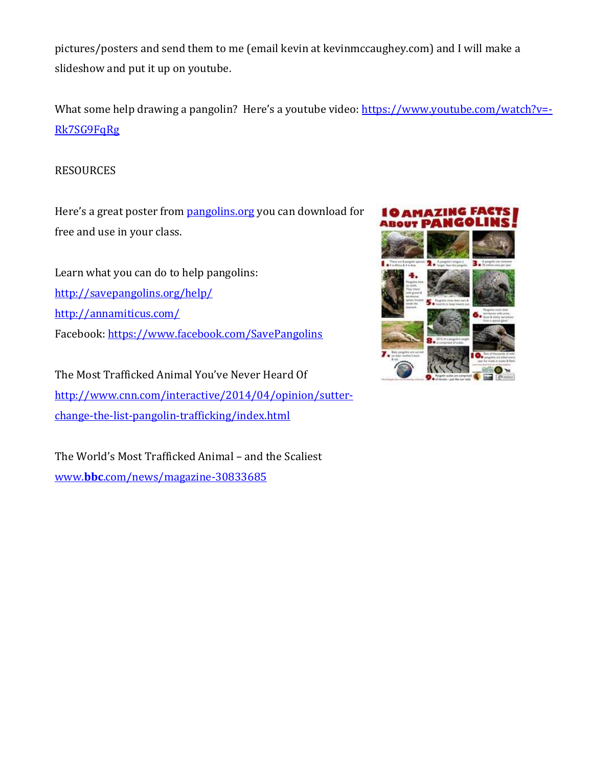pictures/posters and send them to me (email kevin at kevinmccaughey.com) and I will make a slideshow and put it up on youtube.

What some help drawing a pangolin? Here's a youtube video: https://www.youtube.com/watch?v=-Rk7SG9FqRg

RESOURCES

Here's a great poster from pangolins.org you can download for free and use in your class.

Learn what you can do to help pangolins:
http://savepangolins.org/help/
http://annamiticus.com/
Facebook: https://www.facebook.com/SavePangolins

The Most Trafficked Animal You've Never Heard Of
http://www.cnn.com/interactive/2014/04/opinion/sutter-change-the-list-pangolin-trafficking/index.html

The World's Most Trafficked Animal – and the Scaliest
www.**bbc**.com/news/magazine-30833685